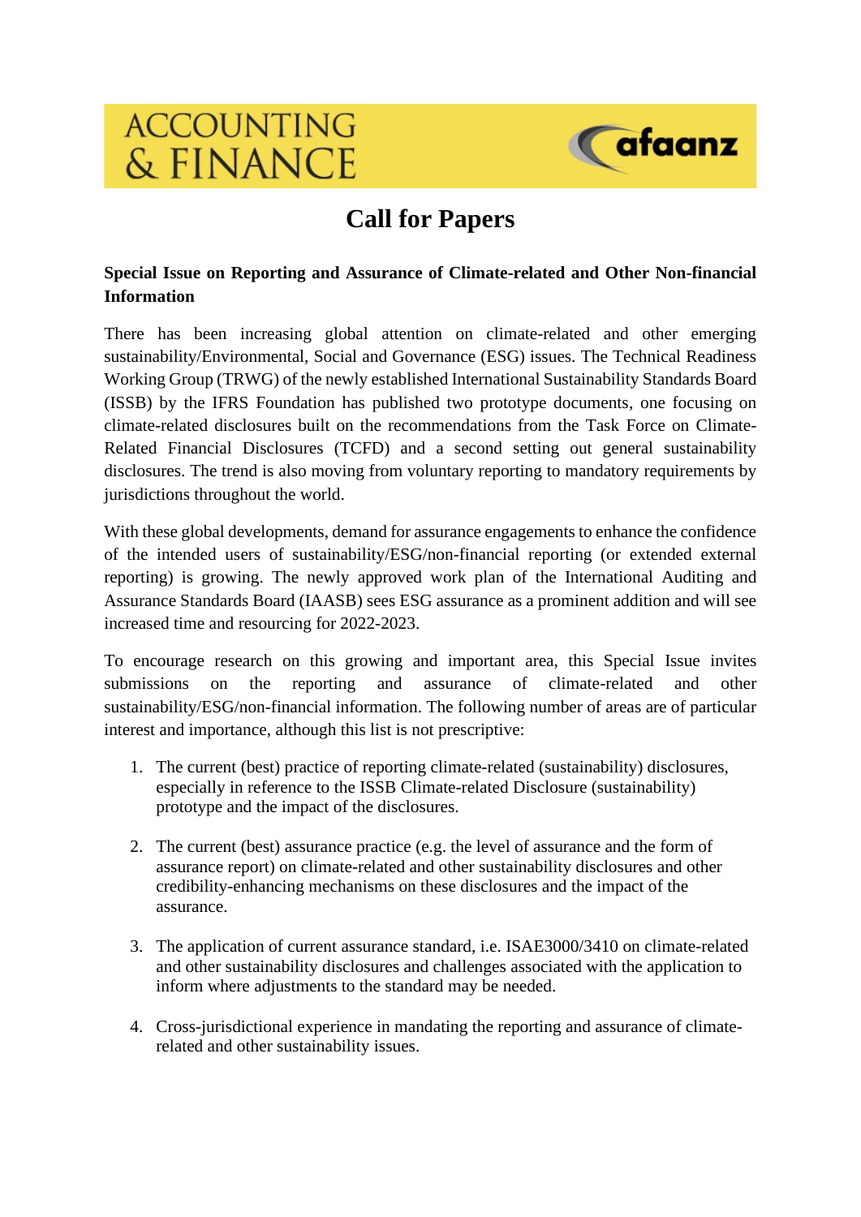ACCOUNTING & FINANCE

afaanz

# Call for Papers

**Special Issue on Reporting and Assurance of Climate-related and Other Non-financial Information**

There has been increasing global attention on climate-related and other emerging sustainability/Environmental, Social and Governance (ESG) issues. The Technical Readiness Working Group (TRWG) of the newly established International Sustainability Standards Board (ISSB) by the IFRS Foundation has published two prototype documents, one focusing on climate-related disclosures built on the recommendations from the Task Force on Climate-Related Financial Disclosures (TCFD) and a second setting out general sustainability disclosures. The trend is also moving from voluntary reporting to mandatory requirements by jurisdictions throughout the world.

With these global developments, demand for assurance engagements to enhance the confidence of the intended users of sustainability/ESG/non-financial reporting (or extended external reporting) is growing. The newly approved work plan of the International Auditing and Assurance Standards Board (IAASB) sees ESG assurance as a prominent addition and will see increased time and resourcing for 2022-2023.

To encourage research on this growing and important area, this Special Issue invites submissions on the reporting and assurance of climate-related and other sustainability/ESG/non-financial information. The following number of areas are of particular interest and importance, although this list is not prescriptive:

1. The current (best) practice of reporting climate-related (sustainability) disclosures, especially in reference to the ISSB Climate-related Disclosure (sustainability) prototype and the impact of the disclosures.

2. The current (best) assurance practice (e.g. the level of assurance and the form of assurance report) on climate-related and other sustainability disclosures and other credibility-enhancing mechanisms on these disclosures and the impact of the assurance.

3. The application of current assurance standard, i.e. ISAE3000/3410 on climate-related and other sustainability disclosures and challenges associated with the application to inform where adjustments to the standard may be needed.

4. Cross-jurisdictional experience in mandating the reporting and assurance of climate-related and other sustainability issues.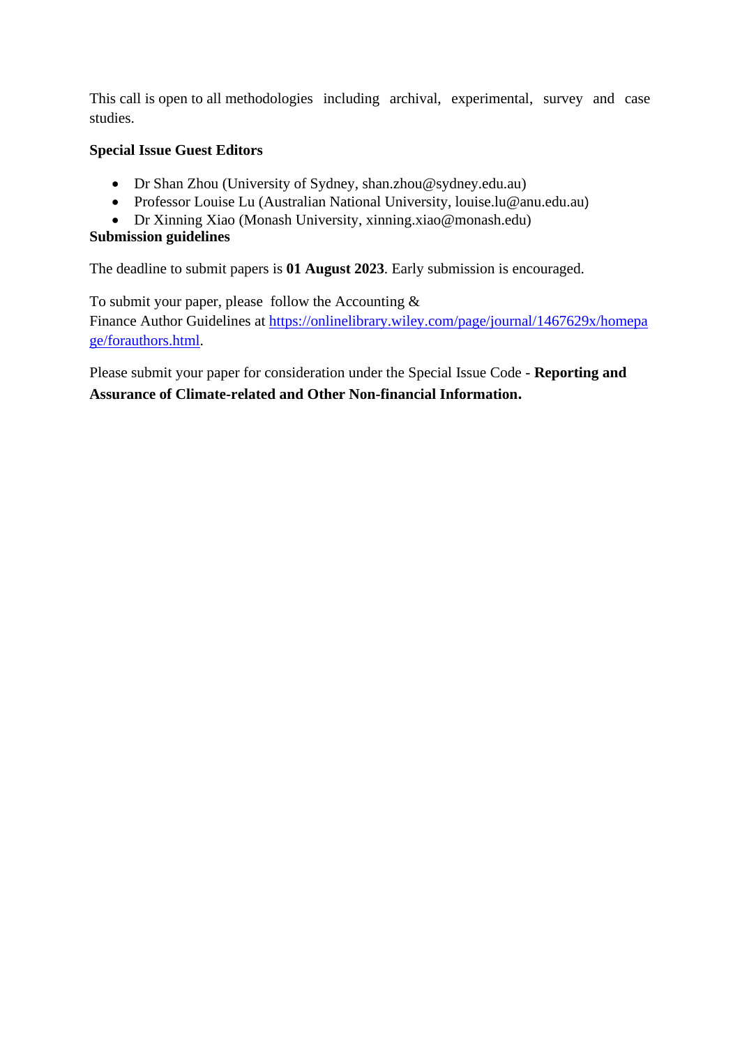This call is open to all methodologies including archival, experimental, survey and case studies.

**Special Issue Guest Editors**

- Dr Shan Zhou (University of Sydney, shan.zhou@sydney.edu.au)
- Professor Louise Lu (Australian National University, louise.lu@anu.edu.au)
- Dr Xinning Xiao (Monash University, xinning.xiao@monash.edu)

**Submission guidelines**

The deadline to submit papers is **01 August 2023**. Early submission is encouraged.

To submit your paper, please follow the Accounting & Finance Author Guidelines at [https://onlinelibrary.wiley.com/page/journal/1467629x/homepage/forauthors.html](https://onlinelibrary.wiley.com/page/journal/1467629x/homepage/forauthors.html).

Please submit your paper for consideration under the Special Issue Code - **Reporting and Assurance of Climate-related and Other Non-financial Information.**